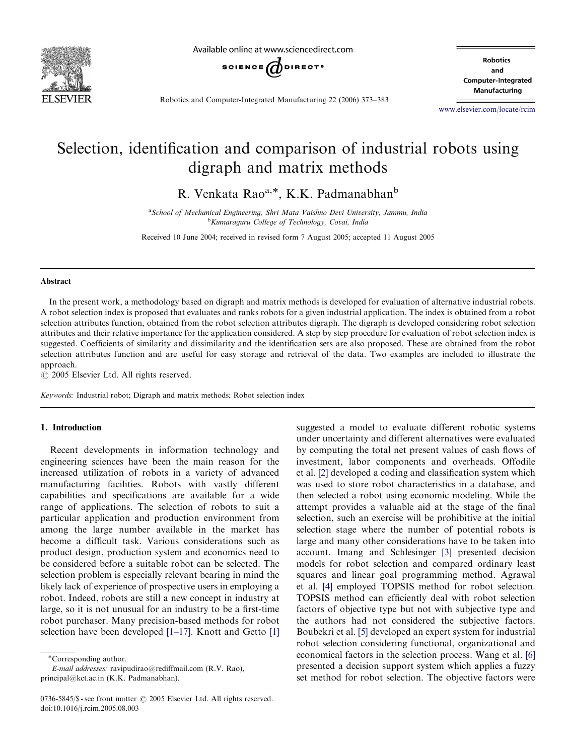# Selection, identification and comparison of industrial robots using digraph and matrix methods

R. Venkata Rao[a,*], K.K. Padmanabhan[b]

[a] *School of Mechanical Engineering, Shri Mata Vaishno Devi University, Jammu, India*
[b] *Kumaraguru College of Technology, Covai, India*

Received 10 June 2004; received in revised form 7 August 2005; accepted 11 August 2005

## Abstract

In the present work, a methodology based on digraph and matrix methods is developed for evaluation of alternative industrial robots. A robot selection index is proposed that evaluates and ranks robots for a given industrial application. The index is obtained from a robot selection attributes function, obtained from the robot selection attributes digraph. The digraph is developed considering robot selection attributes and their relative importance for the application considered. A step by step procedure for evaluation of robot selection index is suggested. Coefficients of similarity and dissimilarity and the identification sets are also proposed. These are obtained from the robot selection attributes function and are useful for easy storage and retrieval of the data. Two examples are included to illustrate the approach.

© 2005 Elsevier Ltd. All rights reserved.

*Keywords:* Industrial robot; Digraph and matrix methods; Robot selection index

## 1. Introduction

Recent developments in information technology and engineering sciences have been the main reason for the increased utilization of robots in a variety of advanced manufacturing facilities. Robots with vastly different capabilities and specifications are available for a wide range of applications. The selection of robots to suit a particular application and production environment from among the large number available in the market has become a difficult task. Various considerations such as product design, production system and economics need to be considered before a suitable robot can be selected. The selection problem is especially relevant bearing in mind the likely lack of experience of prospective users in employing a robot. Indeed, robots are still a new concept in industry at large, so it is not unusual for an industry to be a first-time robot purchaser. Many precision-based methods for robot selection have been developed [1–17]. Knott and Getto [1] suggested a model to evaluate different robotic systems under uncertainty and different alternatives were evaluated by computing the total net present values of cash flows of investment, labor components and overheads. Offodile et al. [2] developed a coding and classification system which was used to store robot characteristics in a database, and then selected a robot using economic modeling. While the attempt provides a valuable aid at the stage of the final selection, such an exercise will be prohibitive at the initial selection stage where the number of potential robots is large and many other considerations have to be taken into account. Imang and Schlesinger [3] presented decision models for robot selection and compared ordinary least squares and linear goal programming method. Agrawal et al. [4] employed TOPSIS method for robot selection. TOPSIS method can efficiently deal with robot selection factors of objective type but not with subjective type and the authors had not considered the subjective factors. Boubekri et al. [5] developed an expert system for industrial robot selection considering functional, organizational and economical factors in the selection process. Wang et al. [6] presented a decision support system which applies a fuzzy set method for robot selection. The objective factors were

*Corresponding author.
*E-mail addresses:* ravipudirao@rediffmail.com (R.V. Rao), principal@kct.ac.in (K.K. Padmanabhan).

0736-5845/$ - see front matter © 2005 Elsevier Ltd. All rights reserved.
doi:10.1016/j.rcim.2005.08.003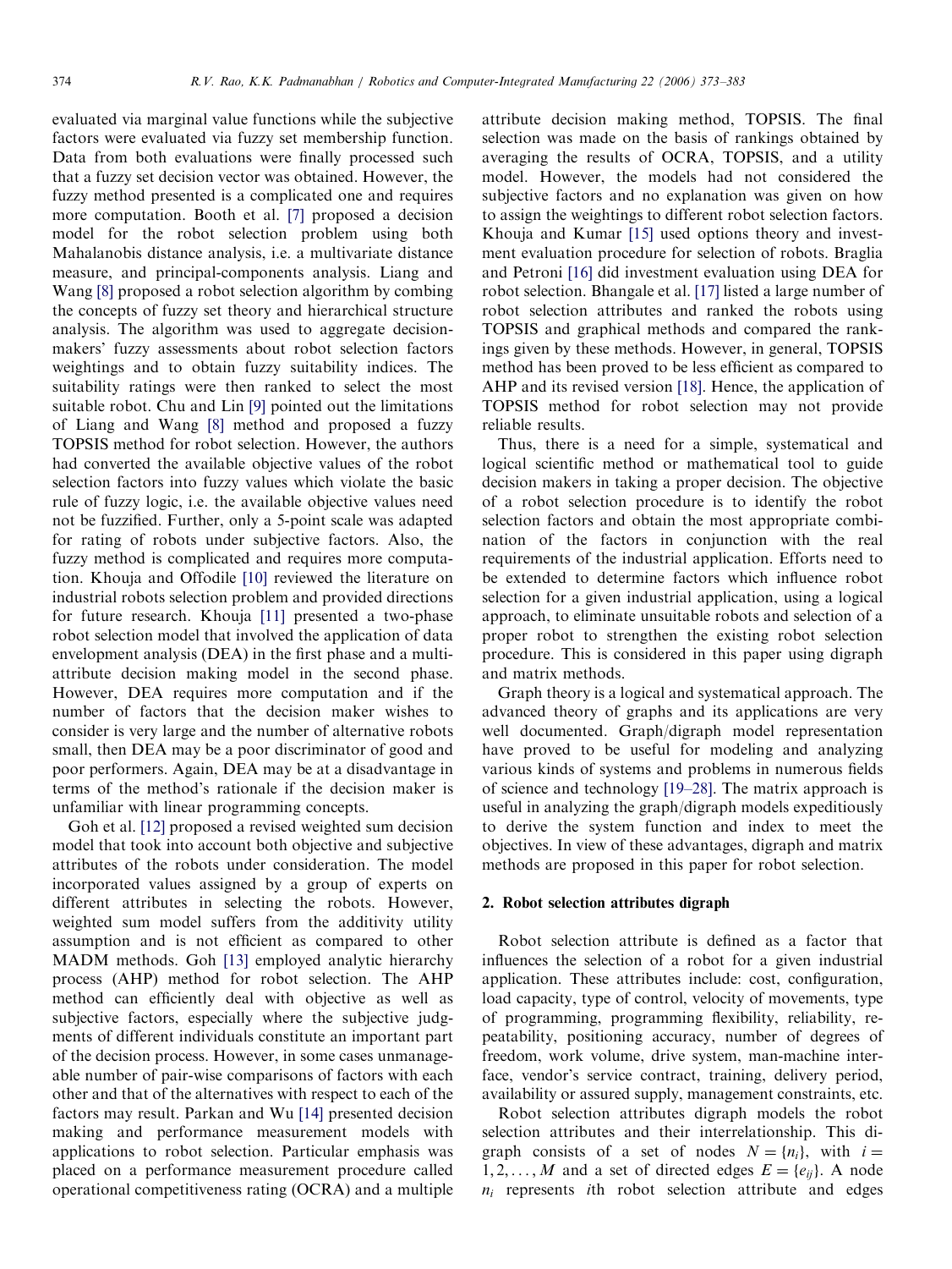evaluated via marginal value functions while the subjective factors were evaluated via fuzzy set membership function. Data from both evaluations were finally processed such that a fuzzy set decision vector was obtained. However, the fuzzy method presented is a complicated one and requires more computation. Booth et al. [7] proposed a decision model for the robot selection problem using both Mahalanobis distance analysis, i.e. a multivariate distance measure, and principal-components analysis. Liang and Wang [8] proposed a robot selection algorithm by combing the concepts of fuzzy set theory and hierarchical structure analysis. The algorithm was used to aggregate decision-makers' fuzzy assessments about robot selection factors weightings and to obtain fuzzy suitability indices. The suitability ratings were then ranked to select the most suitable robot. Chu and Lin [9] pointed out the limitations of Liang and Wang [8] method and proposed a fuzzy TOPSIS method for robot selection. However, the authors had converted the available objective values of the robot selection factors into fuzzy values which violate the basic rule of fuzzy logic, i.e. the available objective values need not be fuzzified. Further, only a 5-point scale was adapted for rating of robots under subjective factors. Also, the fuzzy method is complicated and requires more computation. Khouja and Offodile [10] reviewed the literature on industrial robots selection problem and provided directions for future research. Khouja [11] presented a two-phase robot selection model that involved the application of data envelopment analysis (DEA) in the first phase and a multi-attribute decision making model in the second phase. However, DEA requires more computation and if the number of factors that the decision maker wishes to consider is very large and the number of alternative robots small, then DEA may be a poor discriminator of good and poor performers. Again, DEA may be at a disadvantage in terms of the method's rationale if the decision maker is unfamiliar with linear programming concepts.

Goh et al. [12] proposed a revised weighted sum decision model that took into account both objective and subjective attributes of the robots under consideration. The model incorporated values assigned by a group of experts on different attributes in selecting the robots. However, weighted sum model suffers from the additivity utility assumption and is not efficient as compared to other MADM methods. Goh [13] employed analytic hierarchy process (AHP) method for robot selection. The AHP method can efficiently deal with objective as well as subjective factors, especially where the subjective judgments of different individuals constitute an important part of the decision process. However, in some cases unmanageable number of pair-wise comparisons of factors with each other and that of the alternatives with respect to each of the factors may result. Parkan and Wu [14] presented decision making and performance measurement models with applications to robot selection. Particular emphasis was placed on a performance measurement procedure called operational competitiveness rating (OCRA) and a multiple attribute decision making method, TOPSIS. The final selection was made on the basis of rankings obtained by averaging the results of OCRA, TOPSIS, and a utility model. However, the models had not considered the subjective factors and no explanation was given on how to assign the weightings to different robot selection factors. Khouja and Kumar [15] used options theory and investment evaluation procedure for selection of robots. Braglia and Petroni [16] did investment evaluation using DEA for robot selection. Bhangale et al. [17] listed a large number of robot selection attributes and ranked the robots using TOPSIS and graphical methods and compared the rankings given by these methods. However, in general, TOPSIS method has been proved to be less efficient as compared to AHP and its revised version [18]. Hence, the application of TOPSIS method for robot selection may not provide reliable results.

Thus, there is a need for a simple, systematical and logical scientific method or mathematical tool to guide decision makers in taking a proper decision. The objective of a robot selection procedure is to identify the robot selection factors and obtain the most appropriate combination of the factors in conjunction with the real requirements of the industrial application. Efforts need to be extended to determine factors which influence robot selection for a given industrial application, using a logical approach, to eliminate unsuitable robots and selection of a proper robot to strengthen the existing robot selection procedure. This is considered in this paper using digraph and matrix methods.

Graph theory is a logical and systematical approach. The advanced theory of graphs and its applications are very well documented. Graph/digraph model representation have proved to be useful for modeling and analyzing various kinds of systems and problems in numerous fields of science and technology [19–28]. The matrix approach is useful in analyzing the graph/digraph models expeditiously to derive the system function and index to meet the objectives. In view of these advantages, digraph and matrix methods are proposed in this paper for robot selection.

## 2. Robot selection attributes digraph

Robot selection attribute is defined as a factor that influences the selection of a robot for a given industrial application. These attributes include: cost, configuration, load capacity, type of control, velocity of movements, type of programming, programming flexibility, reliability, repeatability, positioning accuracy, number of degrees of freedom, work volume, drive system, man-machine interface, vendor's service contract, training, delivery period, availability or assured supply, management constraints, etc.

Robot selection attributes digraph models the robot selection attributes and their interrelationship. This digraph consists of a set of nodes $N = \{n_i\}$, with $i = 1, 2, \ldots, M$ and a set of directed edges $E = \{e_{ij}\}$. A node $n_i$ represents $i$th robot selection attribute and edges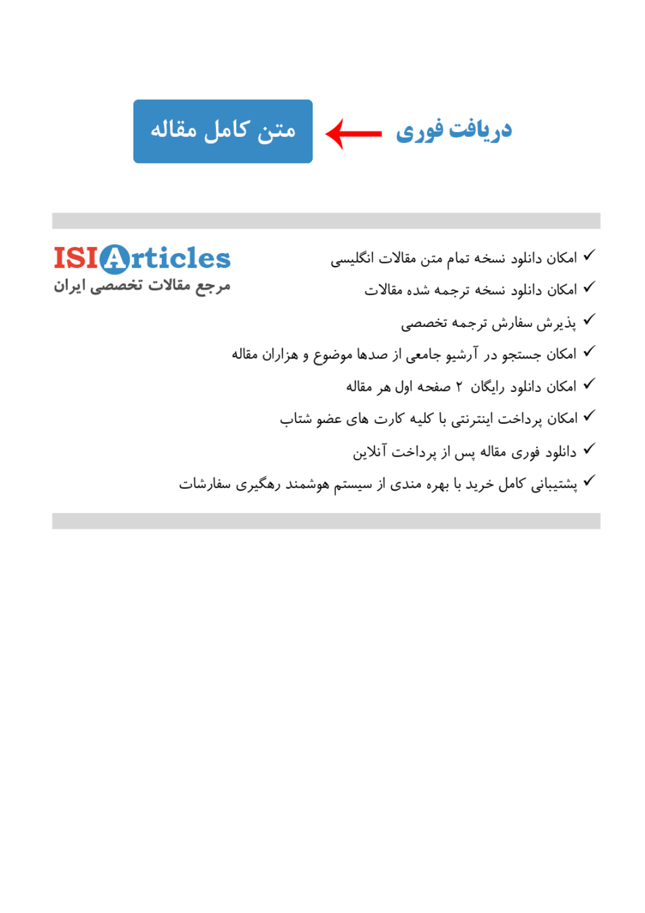دریافت فوری ← **متن کامل مقاله**

**ISIArticles**
مرجع مقالات تخصصی ایران

- ✓ امکان دانلود نسخه تمام متن مقالات انگلیسی
- ✓ امکان دانلود نسخه ترجمه شده مقالات
- ✓ پذیرش سفارش ترجمه تخصصی
- ✓ امکان جستجو در آرشیو جامعی از صدها موضوع و هزاران مقاله
- ✓ امکان دانلود رایگان ۲ صفحه اول هر مقاله
- ✓ امکان پرداخت اینترنتی با کلیه کارت های عضو شتاب
- ✓ دانلود فوری مقاله پس از پرداخت آنلاین
- ✓ پشتیبانی کامل خرید با بهره مندی از سیستم هوشمند رهگیری سفارشات